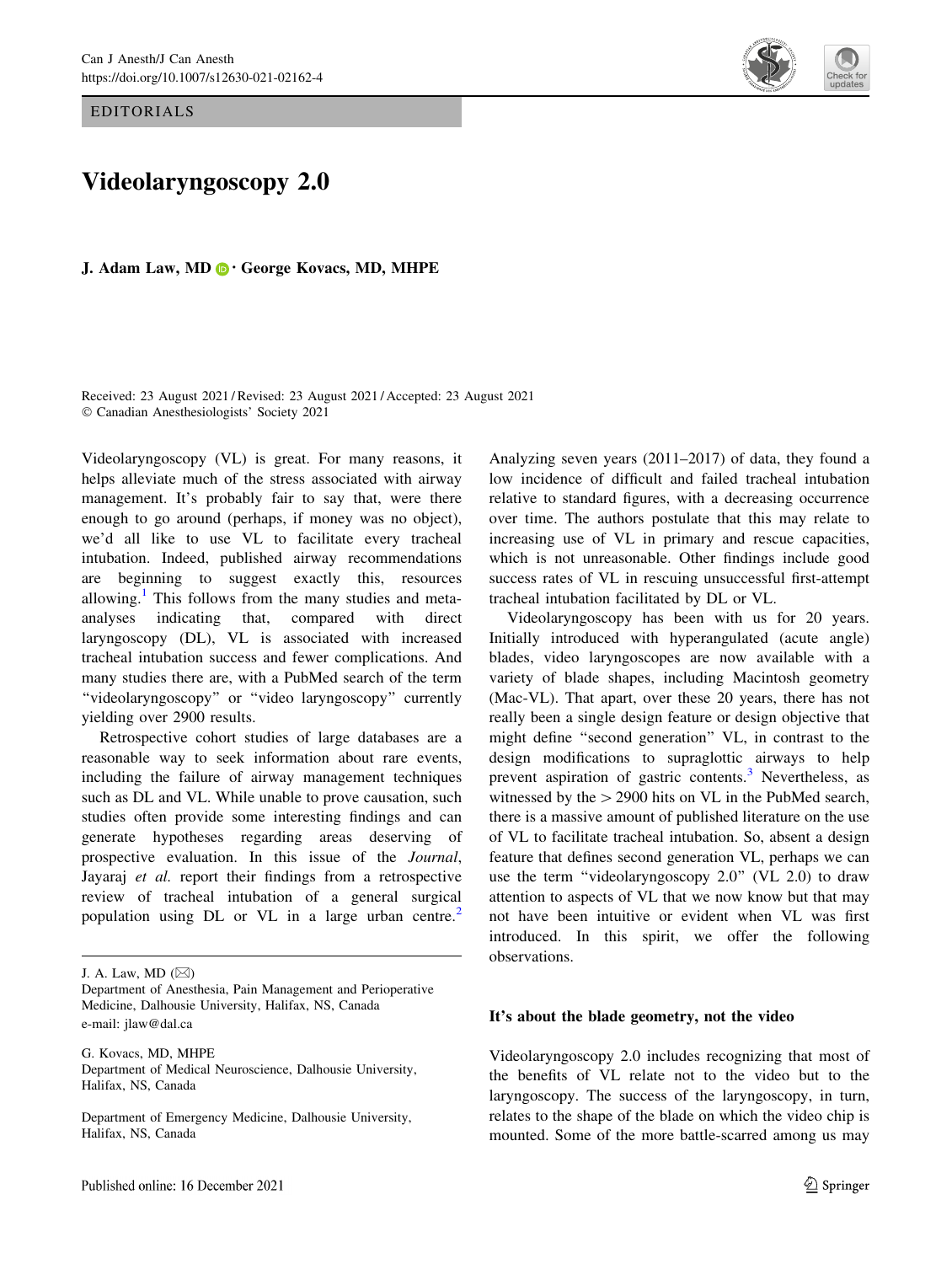EDITORIALS

# Videolaryngoscopy 2.0

**J. Adam Law, MD · George Kovacs, MD, MHPE**

Received: 23 August 2021 / Revised: 23 August 2021 / Accepted: 23 August 2021
© Canadian Anesthesiologists' Society 2021

Videolaryngoscopy (VL) is great. For many reasons, it helps alleviate much of the stress associated with airway management. It's probably fair to say that, were there enough to go around (perhaps, if money was no object), we'd all like to use VL to facilitate every tracheal intubation. Indeed, published airway recommendations are beginning to suggest exactly this, resources allowing.[1] This follows from the many studies and meta-analyses indicating that, compared with direct laryngoscopy (DL), VL is associated with increased tracheal intubation success and fewer complications. And many studies there are, with a PubMed search of the term "videolaryngoscopy" or "video laryngoscopy" currently yielding over 2900 results.

Retrospective cohort studies of large databases are a reasonable way to seek information about rare events, including the failure of airway management techniques such as DL and VL. While unable to prove causation, such studies often provide some interesting findings and can generate hypotheses regarding areas deserving of prospective evaluation. In this issue of the *Journal*, Jayaraj *et al.* report their findings from a retrospective review of tracheal intubation of a general surgical population using DL or VL in a large urban centre.[2] Analyzing seven years (2011–2017) of data, they found a low incidence of difficult and failed tracheal intubation relative to standard figures, with a decreasing occurrence over time. The authors postulate that this may relate to increasing use of VL in primary and rescue capacities, which is not unreasonable. Other findings include good success rates of VL in rescuing unsuccessful first-attempt tracheal intubation facilitated by DL or VL.

Videolaryngoscopy has been with us for 20 years. Initially introduced with hyperangulated (acute angle) blades, video laryngoscopes are now available with a variety of blade shapes, including Macintosh geometry (Mac-VL). That apart, over these 20 years, there has not really been a single design feature or design objective that might define "second generation" VL, in contrast to the design modifications to supraglottic airways to help prevent aspiration of gastric contents.[3] Nevertheless, as witnessed by the > 2900 hits on VL in the PubMed search, there is a massive amount of published literature on the use of VL to facilitate tracheal intubation. So, absent a design feature that defines second generation VL, perhaps we can use the term "videolaryngoscopy 2.0" (VL 2.0) to draw attention to aspects of VL that we now know but that may not have been intuitive or evident when VL was first introduced. In this spirit, we offer the following observations.

## It's about the blade geometry, not the video

Videolaryngoscopy 2.0 includes recognizing that most of the benefits of VL relate not to the video but to the laryngoscopy. The success of the laryngoscopy, in turn, relates to the shape of the blade on which the video chip is mounted. Some of the more battle-scarred among us may

J. A. Law, MD (✉)
Department of Anesthesia, Pain Management and Perioperative Medicine, Dalhousie University, Halifax, NS, Canada
e-mail: jlaw@dal.ca

G. Kovacs, MD, MHPE
Department of Medical Neuroscience, Dalhousie University, Halifax, NS, Canada

Department of Emergency Medicine, Dalhousie University, Halifax, NS, Canada

Published online: 16 December 2021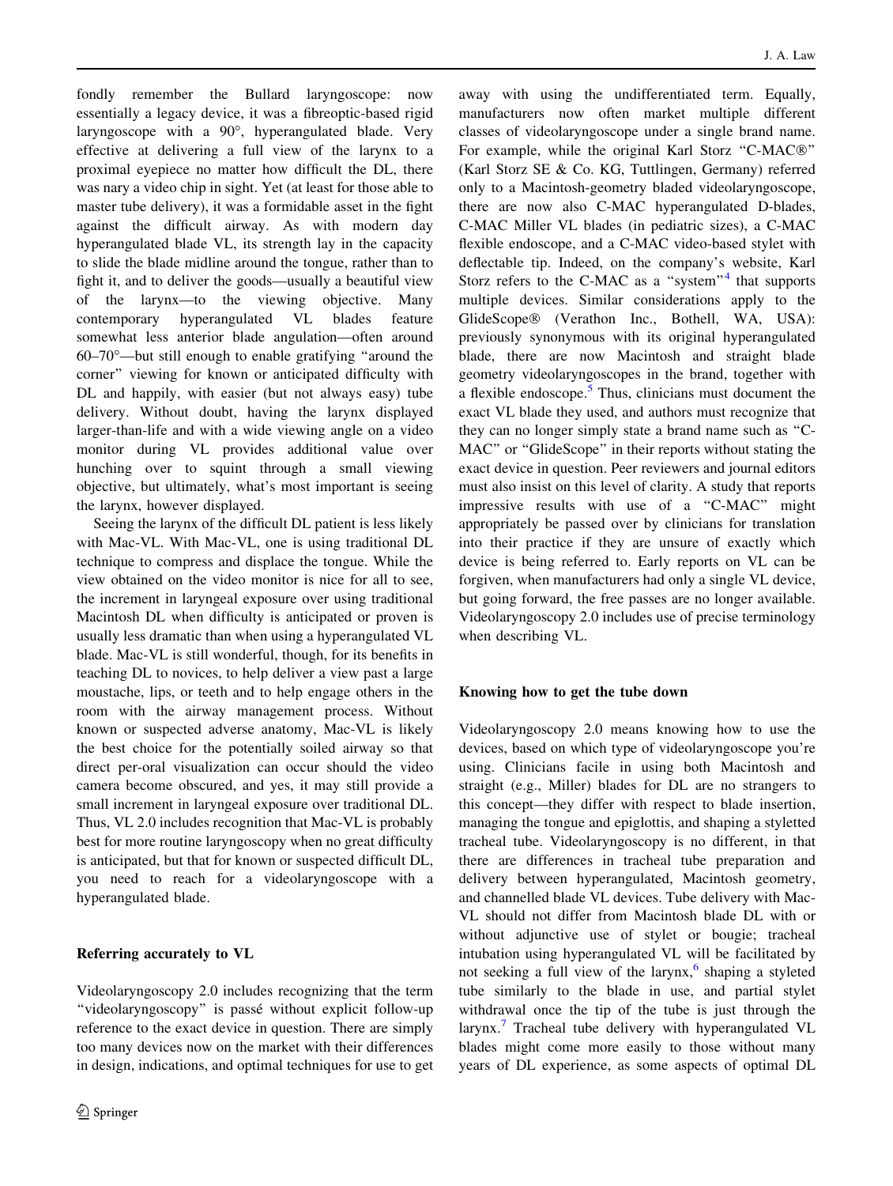fondly remember the Bullard laryngoscope: now essentially a legacy device, it was a fibreoptic-based rigid laryngoscope with a 90°, hyperangulated blade. Very effective at delivering a full view of the larynx to a proximal eyepiece no matter how difficult the DL, there was nary a video chip in sight. Yet (at least for those able to master tube delivery), it was a formidable asset in the fight against the difficult airway. As with modern day hyperangulated blade VL, its strength lay in the capacity to slide the blade midline around the tongue, rather than to fight it, and to deliver the goods—usually a beautiful view of the larynx—to the viewing objective. Many contemporary hyperangulated VL blades feature somewhat less anterior blade angulation—often around 60–70°—but still enough to enable gratifying "around the corner" viewing for known or anticipated difficulty with DL and happily, with easier (but not always easy) tube delivery. Without doubt, having the larynx displayed larger-than-life and with a wide viewing angle on a video monitor during VL provides additional value over hunching over to squint through a small viewing objective, but ultimately, what's most important is seeing the larynx, however displayed.

Seeing the larynx of the difficult DL patient is less likely with Mac-VL. With Mac-VL, one is using traditional DL technique to compress and displace the tongue. While the view obtained on the video monitor is nice for all to see, the increment in laryngeal exposure over using traditional Macintosh DL when difficulty is anticipated or proven is usually less dramatic than when using a hyperangulated VL blade. Mac-VL is still wonderful, though, for its benefits in teaching DL to novices, to help deliver a view past a large moustache, lips, or teeth and to help engage others in the room with the airway management process. Without known or suspected adverse anatomy, Mac-VL is likely the best choice for the potentially soiled airway so that direct per-oral visualization can occur should the video camera become obscured, and yes, it may still provide a small increment in laryngeal exposure over traditional DL. Thus, VL 2.0 includes recognition that Mac-VL is probably best for more routine laryngoscopy when no great difficulty is anticipated, but that for known or suspected difficult DL, you need to reach for a videolaryngoscope with a hyperangulated blade.

## Referring accurately to VL

Videolaryngoscopy 2.0 includes recognizing that the term "videolaryngoscopy" is passé without explicit follow-up reference to the exact device in question. There are simply too many devices now on the market with their differences in design, indications, and optimal techniques for use to get away with using the undifferentiated term. Equally, manufacturers now often market multiple different classes of videolaryngoscope under a single brand name. For example, while the original Karl Storz "C-MAC®" (Karl Storz SE & Co. KG, Tuttlingen, Germany) referred only to a Macintosh-geometry bladed videolaryngoscope, there are now also C-MAC hyperangulated D-blades, C-MAC Miller VL blades (in pediatric sizes), a C-MAC flexible endoscope, and a C-MAC video-based stylet with deflectable tip. Indeed, on the company's website, Karl Storz refers to the C-MAC as a "system"[4] that supports multiple devices. Similar considerations apply to the GlideScope® (Verathon Inc., Bothell, WA, USA): previously synonymous with its original hyperangulated blade, there are now Macintosh and straight blade geometry videolaryngoscopes in the brand, together with a flexible endoscope.[5] Thus, clinicians must document the exact VL blade they used, and authors must recognize that they can no longer simply state a brand name such as "C-MAC" or "GlideScope" in their reports without stating the exact device in question. Peer reviewers and journal editors must also insist on this level of clarity. A study that reports impressive results with use of a "C-MAC" might appropriately be passed over by clinicians for translation into their practice if they are unsure of exactly which device is being referred to. Early reports on VL can be forgiven, when manufacturers had only a single VL device, but going forward, the free passes are no longer available. Videolaryngoscopy 2.0 includes use of precise terminology when describing VL.

## Knowing how to get the tube down

Videolaryngoscopy 2.0 means knowing how to use the devices, based on which type of videolaryngoscope you're using. Clinicians facile in using both Macintosh and straight (e.g., Miller) blades for DL are no strangers to this concept—they differ with respect to blade insertion, managing the tongue and epiglottis, and shaping a styletted tracheal tube. Videolaryngoscopy is no different, in that there are differences in tracheal tube preparation and delivery between hyperangulated, Macintosh geometry, and channelled blade VL devices. Tube delivery with Mac-VL should not differ from Macintosh blade DL with or without adjunctive use of stylet or bougie; tracheal intubation using hyperangulated VL will be facilitated by not seeking a full view of the larynx,[6] shaping a styleted tube similarly to the blade in use, and partial stylet withdrawal once the tip of the tube is just through the larynx.[7] Tracheal tube delivery with hyperangulated VL blades might come more easily to those without many years of DL experience, as some aspects of optimal DL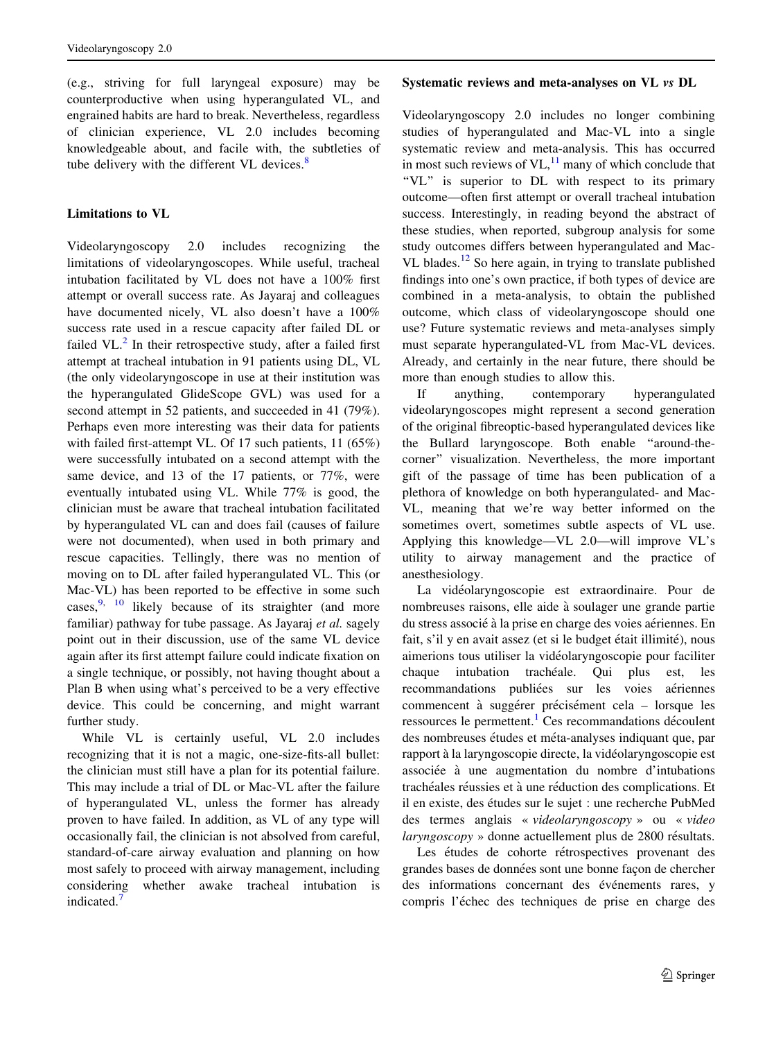(e.g., striving for full laryngeal exposure) may be counterproductive when using hyperangulated VL, and engrained habits are hard to break. Nevertheless, regardless of clinician experience, VL 2.0 includes becoming knowledgeable about, and facile with, the subtleties of tube delivery with the different VL devices.[8]

### Limitations to VL

Videolaryngoscopy 2.0 includes recognizing the limitations of videolaryngoscopes. While useful, tracheal intubation facilitated by VL does not have a 100% first attempt or overall success rate. As Jayaraj and colleagues have documented nicely, VL also doesn't have a 100% success rate used in a rescue capacity after failed DL or failed VL.[2] In their retrospective study, after a failed first attempt at tracheal intubation in 91 patients using DL, VL (the only videolaryngoscope in use at their institution was the hyperangulated GlideScope GVL) was used for a second attempt in 52 patients, and succeeded in 41 (79%). Perhaps even more interesting was their data for patients with failed first-attempt VL. Of 17 such patients, 11 (65%) were successfully intubated on a second attempt with the same device, and 13 of the 17 patients, or 77%, were eventually intubated using VL. While 77% is good, the clinician must be aware that tracheal intubation facilitated by hyperangulated VL can and does fail (causes of failure were not documented), when used in both primary and rescue capacities. Tellingly, there was no mention of moving on to DL after failed hyperangulated VL. This (or Mac-VL) has been reported to be effective in some such cases,[9, 10] likely because of its straighter (and more familiar) pathway for tube passage. As Jayaraj *et al.* sagely point out in their discussion, use of the same VL device again after its first attempt failure could indicate fixation on a single technique, or possibly, not having thought about a Plan B when using what's perceived to be a very effective device. This could be concerning, and might warrant further study.

While VL is certainly useful, VL 2.0 includes recognizing that it is not a magic, one-size-fits-all bullet: the clinician must still have a plan for its potential failure. This may include a trial of DL or Mac-VL after the failure of hyperangulated VL, unless the former has already proven to have failed. In addition, as VL of any type will occasionally fail, the clinician is not absolved from careful, standard-of-care airway evaluation and planning on how most safely to proceed with airway management, including considering whether awake tracheal intubation is indicated.[7]

### Systematic reviews and meta-analyses on VL *vs* DL

Videolaryngoscopy 2.0 includes no longer combining studies of hyperangulated and Mac-VL into a single systematic review and meta-analysis. This has occurred in most such reviews of VL,[11] many of which conclude that "VL" is superior to DL with respect to its primary outcome—often first attempt or overall tracheal intubation success. Interestingly, in reading beyond the abstract of these studies, when reported, subgroup analysis for some study outcomes differs between hyperangulated and Mac-VL blades.[12] So here again, in trying to translate published findings into one's own practice, if both types of device are combined in a meta-analysis, to obtain the published outcome, which class of videolaryngoscope should one use? Future systematic reviews and meta-analyses simply must separate hyperangulated-VL from Mac-VL devices. Already, and certainly in the near future, there should be more than enough studies to allow this.

If anything, contemporary hyperangulated videolaryngoscopes might represent a second generation of the original fibreoptic-based hyperangulated devices like the Bullard laryngoscope. Both enable "around-the-corner" visualization. Nevertheless, the more important gift of the passage of time has been publication of a plethora of knowledge on both hyperangulated- and Mac-VL, meaning that we're way better informed on the sometimes overt, sometimes subtle aspects of VL use. Applying this knowledge—VL 2.0—will improve VL's utility to airway management and the practice of anesthesiology.

La vidéolaryngoscopie est extraordinaire. Pour de nombreuses raisons, elle aide à soulager une grande partie du stress associé à la prise en charge des voies aériennes. En fait, s'il y en avait assez (et si le budget était illimité), nous aimerions tous utiliser la vidéolaryngoscopie pour faciliter chaque intubation trachéale. Qui plus est, les recommandations publiées sur les voies aériennes commencent à suggérer précisément cela – lorsque les ressources le permettent.[1] Ces recommandations découlent des nombreuses études et méta-analyses indiquant que, par rapport à la laryngoscopie directe, la vidéolaryngoscopie est associée à une augmentation du nombre d'intubations trachéales réussies et à une réduction des complications. Et il en existe, des études sur le sujet : une recherche PubMed des termes anglais « *videolaryngoscopy* » ou « *video laryngoscopy* » donne actuellement plus de 2800 résultats.

Les études de cohorte rétrospectives provenant des grandes bases de données sont une bonne façon de chercher des informations concernant des événements rares, y compris l'échec des techniques de prise en charge des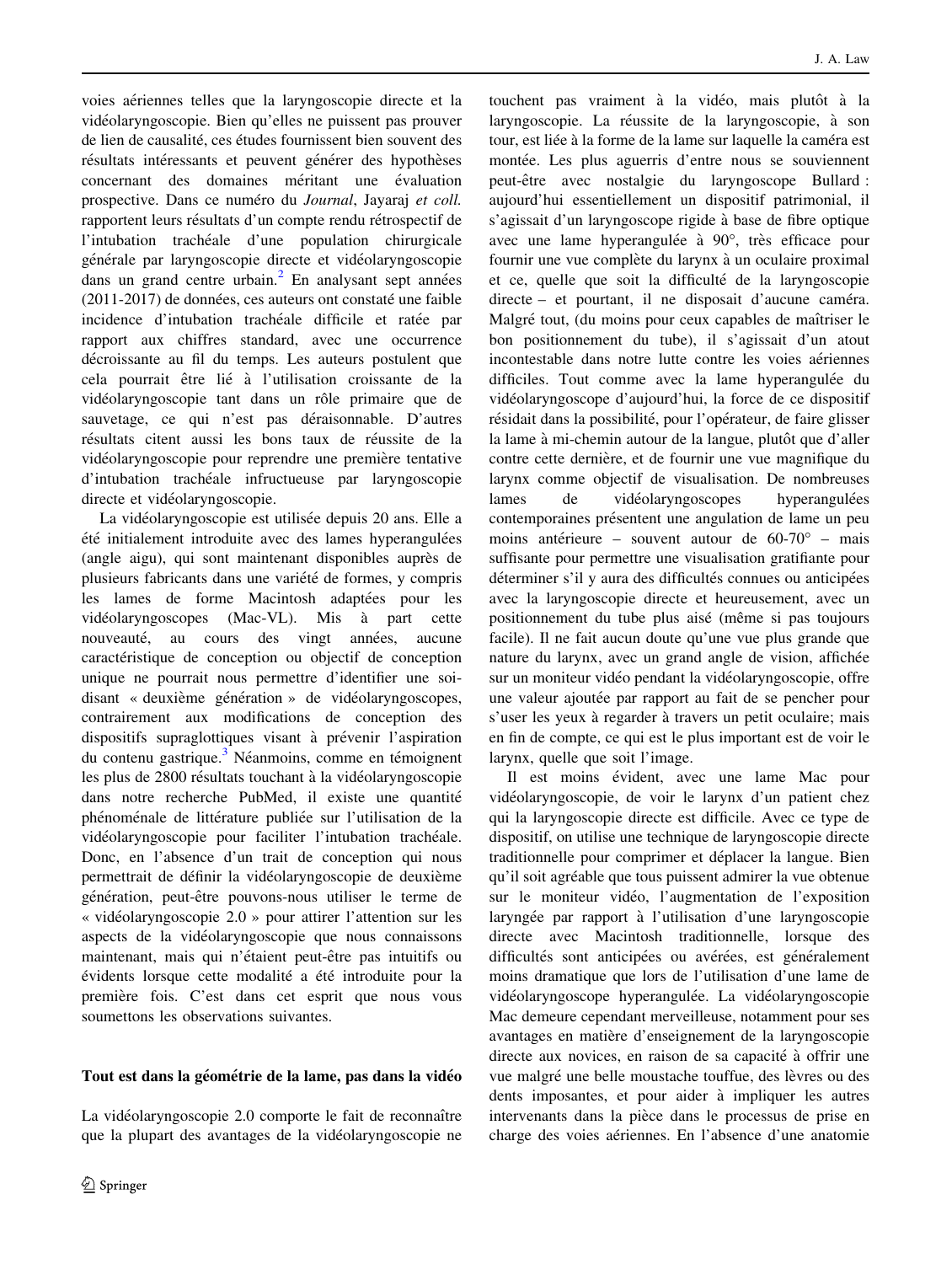voies aériennes telles que la laryngoscopie directe et la vidéolaryngoscopie. Bien qu'elles ne puissent pas prouver de lien de causalité, ces études fournissent bien souvent des résultats intéressants et peuvent générer des hypothèses concernant des domaines méritant une évaluation prospective. Dans ce numéro du *Journal*, Jayaraj *et coll.* rapportent leurs résultats d'un compte rendu rétrospectif de l'intubation trachéale d'une population chirurgicale générale par laryngoscopie directe et vidéolaryngoscopie dans un grand centre urbain.[2] En analysant sept années (2011-2017) de données, ces auteurs ont constaté une faible incidence d'intubation trachéale difficile et ratée par rapport aux chiffres standard, avec une occurrence décroissante au fil du temps. Les auteurs postulent que cela pourrait être lié à l'utilisation croissante de la vidéolaryngoscopie tant dans un rôle primaire que de sauvetage, ce qui n'est pas déraisonnable. D'autres résultats citent aussi les bons taux de réussite de la vidéolaryngoscopie pour reprendre une première tentative d'intubation trachéale infructueuse par laryngoscopie directe et vidéolaryngoscopie.

La vidéolaryngoscopie est utilisée depuis 20 ans. Elle a été initialement introduite avec des lames hyperangulées (angle aigu), qui sont maintenant disponibles auprès de plusieurs fabricants dans une variété de formes, y compris les lames de forme Macintosh adaptées pour les vidéolaryngoscopes (Mac-VL). Mis à part cette nouveauté, au cours des vingt années, aucune caractéristique de conception ou objectif de conception unique ne pourrait nous permettre d'identifier une soi-disant « deuxième génération » de vidéolaryngoscopes, contrairement aux modifications de conception des dispositifs supraglottiques visant à prévenir l'aspiration du contenu gastrique.[3] Néanmoins, comme en témoignent les plus de 2800 résultats touchant à la vidéolaryngoscopie dans notre recherche PubMed, il existe une quantité phénoménale de littérature publiée sur l'utilisation de la vidéolaryngoscopie pour faciliter l'intubation trachéale. Donc, en l'absence d'un trait de conception qui nous permettrait de définir la vidéolaryngoscopie de deuxième génération, peut-être pouvons-nous utiliser le terme de « vidéolaryngoscopie 2.0 » pour attirer l'attention sur les aspects de la vidéolaryngoscopie que nous connaissons maintenant, mais qui n'étaient peut-être pas intuitifs ou évidents lorsque cette modalité a été introduite pour la première fois. C'est dans cet esprit que nous vous soumettons les observations suivantes.

## Tout est dans la géométrie de la lame, pas dans la vidéo

La vidéolaryngoscopie 2.0 comporte le fait de reconnaître que la plupart des avantages de la vidéolaryngoscopie ne touchent pas vraiment à la vidéo, mais plutôt à la laryngoscopie. La réussite de la laryngoscopie, à son tour, est liée à la forme de la lame sur laquelle la caméra est montée. Les plus aguerris d'entre nous se souviennent peut-être avec nostalgie du laryngoscope Bullard : aujourd'hui essentiellement un dispositif patrimonial, il s'agissait d'un laryngoscope rigide à base de fibre optique avec une lame hyperangulée à 90°, très efficace pour fournir une vue complète du larynx à un oculaire proximal et ce, quelle que soit la difficulté de la laryngoscopie directe – et pourtant, il ne disposait d'aucune caméra. Malgré tout, (du moins pour ceux capables de maîtriser le bon positionnement du tube), il s'agissait d'un atout incontestable dans notre lutte contre les voies aériennes difficiles. Tout comme avec la lame hyperangulée du vidéolaryngoscope d'aujourd'hui, la force de ce dispositif résidait dans la possibilité, pour l'opérateur, de faire glisser la lame à mi-chemin autour de la langue, plutôt que d'aller contre cette dernière, et de fournir une vue magnifique du larynx comme objectif de visualisation. De nombreuses lames de vidéolaryngoscopes hyperangulées contemporaines présentent une angulation de lame un peu moins antérieure – souvent autour de 60-70° – mais suffisante pour permettre une visualisation gratifiante pour déterminer s'il y aura des difficultés connues ou anticipées avec la laryngoscopie directe et heureusement, avec un positionnement du tube plus aisé (même si pas toujours facile). Il ne fait aucun doute qu'une vue plus grande que nature du larynx, avec un grand angle de vision, affichée sur un moniteur vidéo pendant la vidéolaryngoscopie, offre une valeur ajoutée par rapport au fait de se pencher pour s'user les yeux à regarder à travers un petit oculaire; mais en fin de compte, ce qui est le plus important est de voir le larynx, quelle que soit l'image.

Il est moins évident, avec une lame Mac pour vidéolaryngoscopie, de voir le larynx d'un patient chez qui la laryngoscopie directe est difficile. Avec ce type de dispositif, on utilise une technique de laryngoscopie directe traditionnelle pour comprimer et déplacer la langue. Bien qu'il soit agréable que tous puissent admirer la vue obtenue sur le moniteur vidéo, l'augmentation de l'exposition laryngée par rapport à l'utilisation d'une laryngoscopie directe avec Macintosh traditionnelle, lorsque des difficultés sont anticipées ou avérées, est généralement moins dramatique que lors de l'utilisation d'une lame de vidéolaryngoscope hyperangulée. La vidéolaryngoscopie Mac demeure cependant merveilleuse, notamment pour ses avantages en matière d'enseignement de la laryngoscopie directe aux novices, en raison de sa capacité à offrir une vue malgré une belle moustache touffue, des lèvres ou des dents imposantes, et pour aider à impliquer les autres intervenants dans la pièce dans le processus de prise en charge des voies aériennes. En l'absence d'une anatomie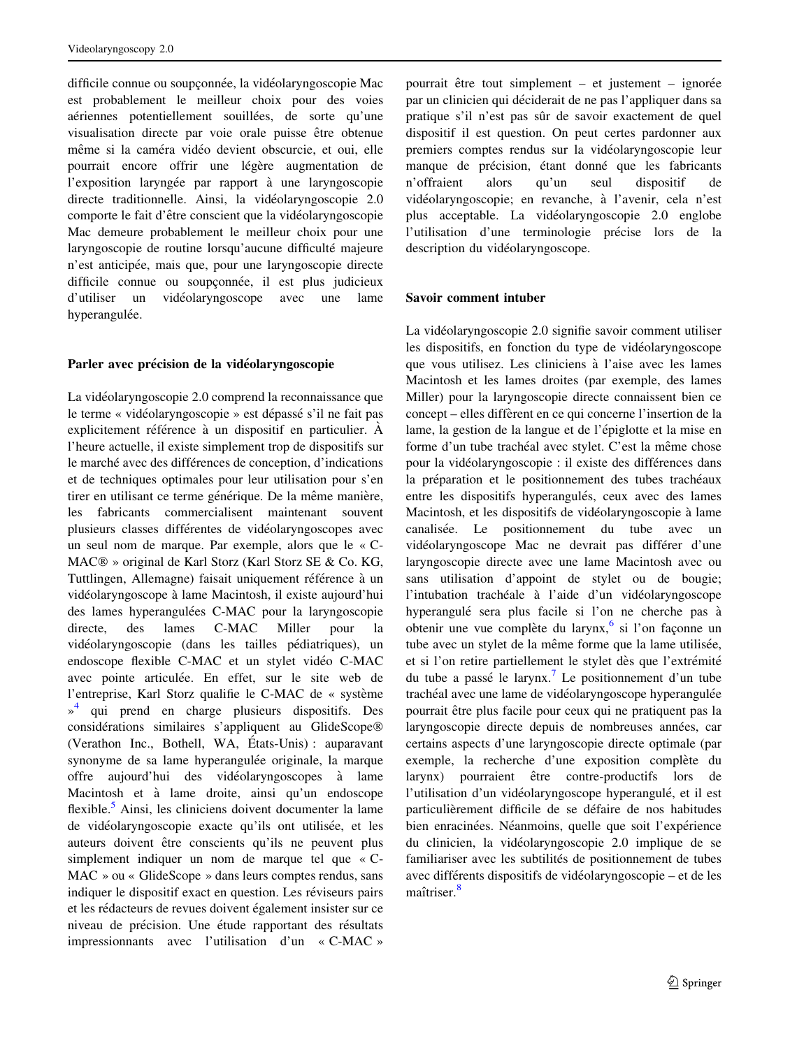difficile connue ou soupçonnée, la vidéolaryngoscopie Mac est probablement le meilleur choix pour des voies aériennes potentiellement souillées, de sorte qu'une visualisation directe par voie orale puisse être obtenue même si la caméra vidéo devient obscurcie, et oui, elle pourrait encore offrir une légère augmentation de l'exposition laryngée par rapport à une laryngoscopie directe traditionnelle. Ainsi, la vidéolaryngoscopie 2.0 comporte le fait d'être conscient que la vidéolaryngoscopie Mac demeure probablement le meilleur choix pour une laryngoscopie de routine lorsqu'aucune difficulté majeure n'est anticipée, mais que, pour une laryngoscopie directe difficile connue ou soupçonnée, il est plus judicieux d'utiliser un vidéolaryngoscope avec une lame hyperangulée.

## Parler avec précision de la vidéolaryngoscopie

La vidéolaryngoscopie 2.0 comprend la reconnaissance que le terme « vidéolaryngoscopie » est dépassé s'il ne fait pas explicitement référence à un dispositif en particulier. À l'heure actuelle, il existe simplement trop de dispositifs sur le marché avec des différences de conception, d'indications et de techniques optimales pour leur utilisation pour s'en tirer en utilisant ce terme générique. De la même manière, les fabricants commercialisent maintenant souvent plusieurs classes différentes de vidéolaryngoscopes avec un seul nom de marque. Par exemple, alors que le « C-MAC® » original de Karl Storz (Karl Storz SE & Co. KG, Tuttlingen, Allemagne) faisait uniquement référence à un vidéolaryngoscope à lame Macintosh, il existe aujourd'hui des lames hyperangulées C-MAC pour la laryngoscopie directe, des lames C-MAC Miller pour la vidéolaryngoscopie (dans les tailles pédiatriques), un endoscope flexible C-MAC et un stylet vidéo C-MAC avec pointe articulée. En effet, sur le site web de l'entreprise, Karl Storz qualifie le C-MAC de « système »[4] qui prend en charge plusieurs dispositifs. Des considérations similaires s'appliquent au GlideScope® (Verathon Inc., Bothell, WA, États-Unis) : auparavant synonyme de sa lame hyperangulée originale, la marque offre aujourd'hui des vidéolaryngoscopes à lame Macintosh et à lame droite, ainsi qu'un endoscope flexible.[5] Ainsi, les cliniciens doivent documenter la lame de vidéolaryngoscopie exacte qu'ils ont utilisée, et les auteurs doivent être conscients qu'ils ne peuvent plus simplement indiquer un nom de marque tel que « C-MAC » ou « GlideScope » dans leurs comptes rendus, sans indiquer le dispositif exact en question. Les réviseurs pairs et les rédacteurs de revues doivent également insister sur ce niveau de précision. Une étude rapportant des résultats impressionnants avec l'utilisation d'un « C-MAC » pourrait être tout simplement – et justement – ignorée par un clinicien qui déciderait de ne pas l'appliquer dans sa pratique s'il n'est pas sûr de savoir exactement de quel dispositif il est question. On peut certes pardonner aux premiers comptes rendus sur la vidéolaryngoscopie leur manque de précision, étant donné que les fabricants n'offraient alors qu'un seul dispositif de vidéolaryngoscopie; en revanche, à l'avenir, cela n'est plus acceptable. La vidéolaryngoscopie 2.0 englobe l'utilisation d'une terminologie précise lors de la description du vidéolaryngoscope.

## Savoir comment intuber

La vidéolaryngoscopie 2.0 signifie savoir comment utiliser les dispositifs, en fonction du type de vidéolaryngoscope que vous utilisez. Les cliniciens à l'aise avec les lames Macintosh et les lames droites (par exemple, des lames Miller) pour la laryngoscopie directe connaissent bien ce concept – elles diffèrent en ce qui concerne l'insertion de la lame, la gestion de la langue et de l'épiglotte et la mise en forme d'un tube trachéal avec stylet. C'est la même chose pour la vidéolaryngoscopie : il existe des différences dans la préparation et le positionnement des tubes trachéaux entre les dispositifs hyperangulés, ceux avec des lames Macintosh, et les dispositifs de vidéolaryngoscopie à lame canalisée. Le positionnement du tube avec un vidéolaryngoscope Mac ne devrait pas différer d'une laryngoscopie directe avec une lame Macintosh avec ou sans utilisation d'appoint de stylet ou de bougie; l'intubation trachéale à l'aide d'un vidéolaryngoscope hyperangulé sera plus facile si l'on ne cherche pas à obtenir une vue complète du larynx,[6] si l'on façonne un tube avec un stylet de la même forme que la lame utilisée, et si l'on retire partiellement le stylet dès que l'extrémité du tube a passé le larynx.[7] Le positionnement d'un tube trachéal avec une lame de vidéolaryngoscope hyperangulée pourrait être plus facile pour ceux qui ne pratiquent pas la laryngoscopie directe depuis de nombreuses années, car certains aspects d'une laryngoscopie directe optimale (par exemple, la recherche d'une exposition complète du larynx) pourraient être contre-productifs lors de l'utilisation d'un vidéolaryngoscope hyperangulé, et il est particulièrement difficile de se défaire de nos habitudes bien enracinées. Néanmoins, quelle que soit l'expérience du clinicien, la vidéolaryngoscopie 2.0 implique de se familiariser avec les subtilités de positionnement de tubes avec différents dispositifs de vidéolaryngoscopie – et de les maîtriser.[8]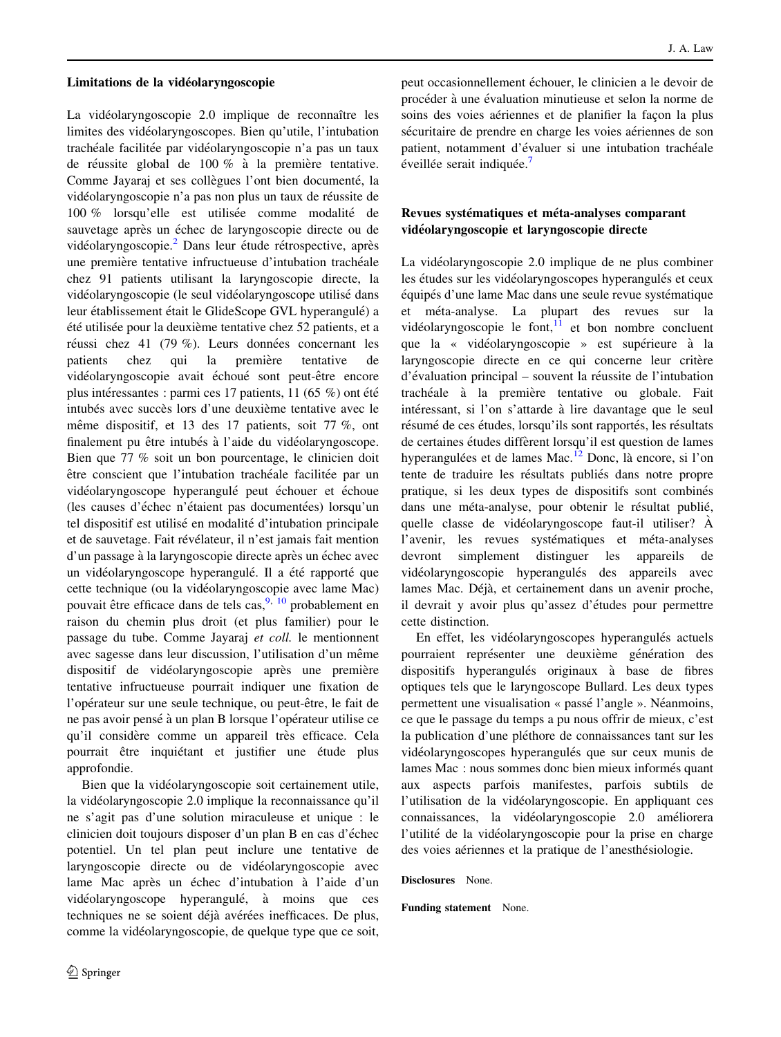## Limitations de la vidéolaryngoscopie

La vidéolaryngoscopie 2.0 implique de reconnaître les limites des vidéolaryngoscopes. Bien qu'utile, l'intubation trachéale facilitée par vidéolaryngoscopie n'a pas un taux de réussite global de 100 % à la première tentative. Comme Jayaraj et ses collègues l'ont bien documenté, la vidéolaryngoscopie n'a pas non plus un taux de réussite de 100 % lorsqu'elle est utilisée comme modalité de sauvetage après un échec de laryngoscopie directe ou de vidéolaryngoscopie.[2] Dans leur étude rétrospective, après une première tentative infructueuse d'intubation trachéale chez 91 patients utilisant la laryngoscopie directe, la vidéolaryngoscopie (le seul vidéolaryngoscope utilisé dans leur établissement était le GlideScope GVL hyperangulé) a été utilisée pour la deuxième tentative chez 52 patients, et a réussi chez 41 (79 %). Leurs données concernant les patients chez qui la première tentative de vidéolaryngoscopie avait échoué sont peut-être encore plus intéressantes : parmi ces 17 patients, 11 (65 %) ont été intubés avec succès lors d'une deuxième tentative avec le même dispositif, et 13 des 17 patients, soit 77 %, ont finalement pu être intubés à l'aide du vidéolaryngoscope. Bien que 77 % soit un bon pourcentage, le clinicien doit être conscient que l'intubation trachéale facilitée par un vidéolaryngoscope hyperangulé peut échouer et échoue (les causes d'échec n'étaient pas documentées) lorsqu'un tel dispositif est utilisé en modalité d'intubation principale et de sauvetage. Fait révélateur, il n'est jamais fait mention d'un passage à la laryngoscopie directe après un échec avec un vidéolaryngoscope hyperangulé. Il a été rapporté que cette technique (ou la vidéolaryngoscopie avec lame Mac) pouvait être efficace dans de tels cas,[9, 10] probablement en raison du chemin plus droit (et plus familier) pour le passage du tube. Comme Jayaraj *et coll.* le mentionnent avec sagesse dans leur discussion, l'utilisation d'un même dispositif de vidéolaryngoscopie après une première tentative infructueuse pourrait indiquer une fixation de l'opérateur sur une seule technique, ou peut-être, le fait de ne pas avoir pensé à un plan B lorsque l'opérateur utilise ce qu'il considère comme un appareil très efficace. Cela pourrait être inquiétant et justifier une étude plus approfondie.

Bien que la vidéolaryngoscopie soit certainement utile, la vidéolaryngoscopie 2.0 implique la reconnaissance qu'il ne s'agit pas d'une solution miraculeuse et unique : le clinicien doit toujours disposer d'un plan B en cas d'échec potentiel. Un tel plan peut inclure une tentative de laryngoscopie directe ou de vidéolaryngoscopie avec lame Mac après un échec d'intubation à l'aide d'un vidéolaryngoscope hyperangulé, à moins que ces techniques ne se soient déjà avérées inefficaces. De plus, comme la vidéolaryngoscopie, de quelque type que ce soit, peut occasionnellement échouer, le clinicien a le devoir de procéder à une évaluation minutieuse et selon la norme de soins des voies aériennes et de planifier la façon la plus sécuritaire de prendre en charge les voies aériennes de son patient, notamment d'évaluer si une intubation trachéale éveillée serait indiquée.[7]

## Revues systématiques et méta-analyses comparant vidéolaryngoscopie et laryngoscopie directe

La vidéolaryngoscopie 2.0 implique de ne plus combiner les études sur les vidéolaryngoscopes hyperangulés et ceux équipés d'une lame Mac dans une seule revue systématique et méta-analyse. La plupart des revues sur la vidéolaryngoscopie le font,[11] et bon nombre concluent que la « vidéolaryngoscopie » est supérieure à la laryngoscopie directe en ce qui concerne leur critère d'évaluation principal – souvent la réussite de l'intubation trachéale à la première tentative ou globale. Fait intéressant, si l'on s'attarde à lire davantage que le seul résumé de ces études, lorsqu'ils sont rapportés, les résultats de certaines études diffèrent lorsqu'il est question de lames hyperangulées et de lames Mac.[12] Donc, là encore, si l'on tente de traduire les résultats publiés dans notre propre pratique, si les deux types de dispositifs sont combinés dans une méta-analyse, pour obtenir le résultat publié, quelle classe de vidéolaryngoscope faut-il utiliser? À l'avenir, les revues systématiques et méta-analyses devront simplement distinguer les appareils de vidéolaryngoscopie hyperangulés des appareils avec lames Mac. Déjà, et certainement dans un avenir proche, il devrait y avoir plus qu'assez d'études pour permettre cette distinction.

En effet, les vidéolaryngoscopes hyperangulés actuels pourraient représenter une deuxième génération des dispositifs hyperangulés originaux à base de fibres optiques tels que le laryngoscope Bullard. Les deux types permettent une visualisation « passé l'angle ». Néanmoins, ce que le passage du temps a pu nous offrir de mieux, c'est la publication d'une pléthore de connaissances tant sur les vidéolaryngoscopes hyperangulés que sur ceux munis de lames Mac : nous sommes donc bien mieux informés quant aux aspects parfois manifestes, parfois subtils de l'utilisation de la vidéolaryngoscopie. En appliquant ces connaissances, la vidéolaryngoscopie 2.0 améliorera l'utilité de la vidéolaryngoscopie pour la prise en charge des voies aériennes et la pratique de l'anesthésiologie.

**Disclosures** None.

**Funding statement** None.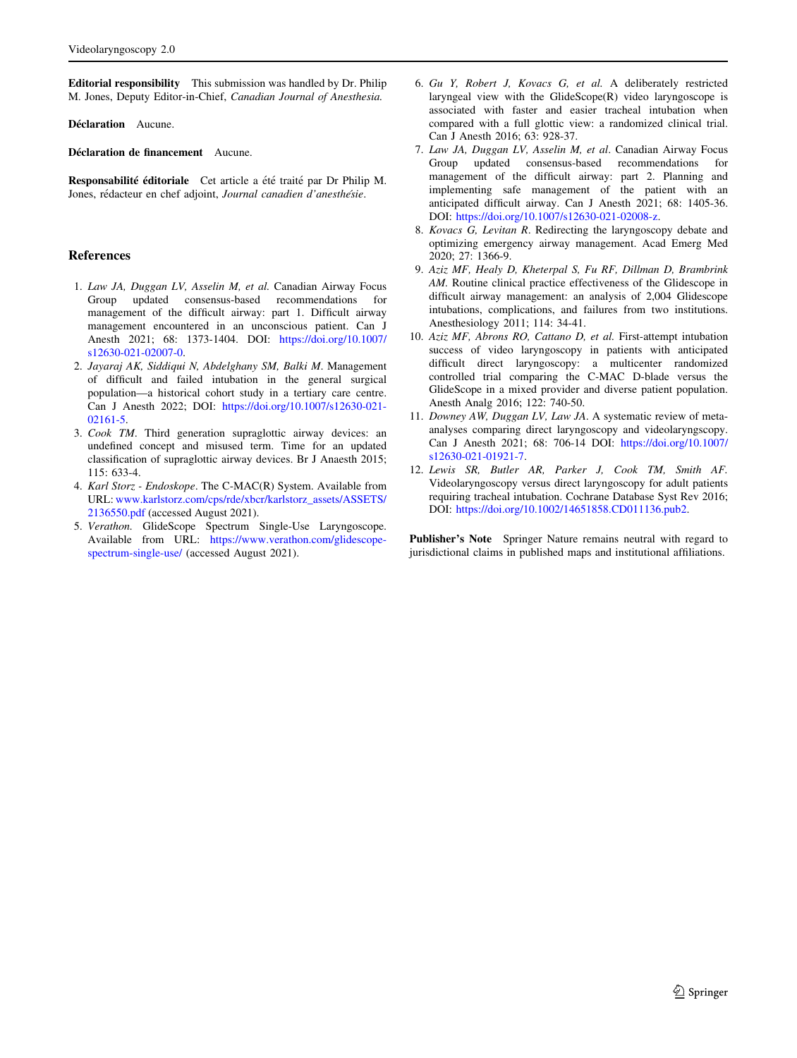**Editorial responsibility** This submission was handled by Dr. Philip M. Jones, Deputy Editor-in-Chief, *Canadian Journal of Anesthesia.*

**Déclaration** Aucune.

**Déclaration de financement** Aucune.

**Responsabilité éditoriale** Cet article a été traité par Dr Philip M. Jones, rédacteur en chef adjoint, *Journal canadien d'anesthésie*.

## References

1. *Law JA, Duggan LV, Asselin M, et al.* Canadian Airway Focus Group updated consensus-based recommendations for management of the difficult airway: part 1. Difficult airway management encountered in an unconscious patient. Can J Anesth 2021; 68: 1373-1404. DOI: https://doi.org/10.1007/s12630-021-02007-0.
2. *Jayaraj AK, Siddiqui N, Abdelghany SM, Balki M.* Management of difficult and failed intubation in the general surgical population—a historical cohort study in a tertiary care centre. Can J Anesth 2022; DOI: https://doi.org/10.1007/s12630-021-02161-5.
3. *Cook TM.* Third generation supraglottic airway devices: an undefined concept and misused term. Time for an updated classification of supraglottic airway devices. Br J Anaesth 2015; 115: 633-4.
4. *Karl Storz - Endoskope.* The C-MAC(R) System. Available from URL: www.karlstorz.com/cps/rde/xbcr/karlstorz_assets/ASSETS/2136550.pdf (accessed August 2021).
5. *Verathon.* GlideScope Spectrum Single-Use Laryngoscope. Available from URL: https://www.verathon.com/glidescope-spectrum-single-use/ (accessed August 2021).
6. *Gu Y, Robert J, Kovacs G, et al.* A deliberately restricted laryngeal view with the GlideScope(R) video laryngoscope is associated with faster and easier tracheal intubation when compared with a full glottic view: a randomized clinical trial. Can J Anesth 2016; 63: 928-37.
7. *Law JA, Duggan LV, Asselin M, et al.* Canadian Airway Focus Group updated consensus-based recommendations for management of the difficult airway: part 2. Planning and implementing safe management of the patient with an anticipated difficult airway. Can J Anesth 2021; 68: 1405-36. DOI: https://doi.org/10.1007/s12630-021-02008-z.
8. *Kovacs G, Levitan R.* Redirecting the laryngoscopy debate and optimizing emergency airway management. Acad Emerg Med 2020; 27: 1366-9.
9. *Aziz MF, Healy D, Kheterpal S, Fu RF, Dillman D, Brambrink AM.* Routine clinical practice effectiveness of the Glidescope in difficult airway management: an analysis of 2,004 Glidescope intubations, complications, and failures from two institutions. Anesthesiology 2011; 114: 34-41.
10. *Aziz MF, Abrons RO, Cattano D, et al.* First-attempt intubation success of video laryngoscopy in patients with anticipated difficult direct laryngoscopy: a multicenter randomized controlled trial comparing the C-MAC D-blade versus the GlideScope in a mixed provider and diverse patient population. Anesth Analg 2016; 122: 740-50.
11. *Downey AW, Duggan LV, Law JA.* A systematic review of meta-analyses comparing direct laryngoscopy and videolaryngscopy. Can J Anesth 2021; 68: 706-14 DOI: https://doi.org/10.1007/s12630-021-01921-7.
12. *Lewis SR, Butler AR, Parker J, Cook TM, Smith AF.* Videolaryngoscopy versus direct laryngoscopy for adult patients requiring tracheal intubation. Cochrane Database Syst Rev 2016; DOI: https://doi.org/10.1002/14651858.CD011136.pub2.

**Publisher's Note** Springer Nature remains neutral with regard to jurisdictional claims in published maps and institutional affiliations.